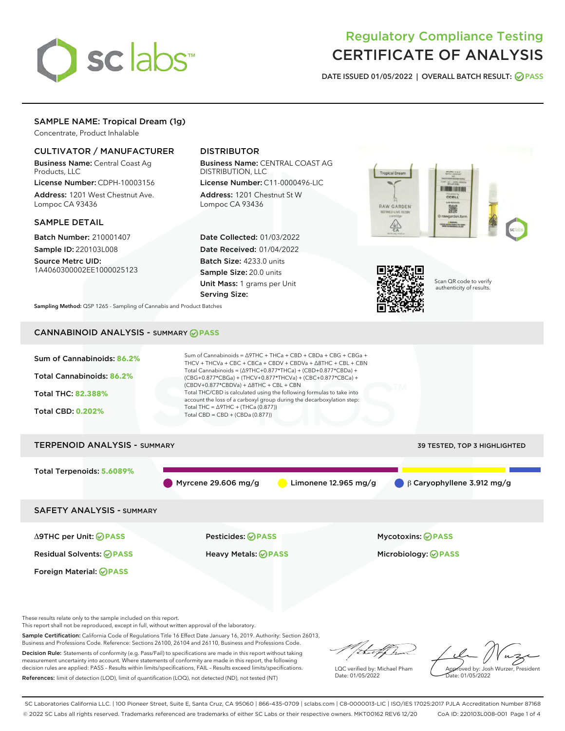# Regulatory Compliance Testing CERTIFICATE OF ANALYSIS

DATE ISSUED 01/05/2022 | OVERALL BATCH RESULT: PASS

## SAMPLE NAME: Tropical Dream (1g)

Concentrate, Product Inhalable

### CULTIVATOR / MANUFACTURER

**Business Name:** Central Coast Ag Products, LLC

**License Number:** CDPH-10003156

**Address:** 1201 West Chestnut Ave. Lompoc CA 93436

### DISTRIBUTOR

**Business Name:** CENTRAL COAST AG DISTRIBUTION, LLC

**License Number:** C11-0000496-LIC

**Address:** 1201 Chestnut St W Lompoc CA 93436

### SAMPLE DETAIL

**Batch Number:** 210001407

**Sample ID:** 220103L008

**Source Metrc UID:** 1A4060300002EE1000025123

**Date Collected:** 01/03/2022

**Date Received:** 01/04/2022

**Batch Size:** 4233.0 units

**Sample Size:** 20.0 units

**Unit Mass:** 1 grams per Unit

**Serving Size:**

Scan QR code to verify authenticity of results.

**Sampling Method:** QSP 1265 - Sampling of Cannabis and Product Batches

## CANNABINOID ANALYSIS - SUMMARY PASS

**Sum of Cannabinoids:** 86.2%

**Total Cannabinoids:** 86.2%

**Total THC:** 82.388%

**Total CBD:** 0.202%

Sum of Cannabinoids = Δ9THC + THCa + CBD + CBDa + CBG + CBGa + THCV + THCVa + CBC + CBCa + CBDV + CBDVa + Δ8THC + CBL + CBN

Total Cannabinoids = (Δ9THC+0.877*THCa) + (CBD+0.877*CBDa) + (CBG+0.877*CBGa) + (THCV+0.877*THCVa) + (CBC+0.877*CBCa) + (CBDV+0.877*CBDVa) + Δ8THC + CBL + CBN

Total THC/CBD is calculated using the following formulas to take into account the loss of a carboxyl group during the decarboxylation step:

Total THC = Δ9THC + (THCa (0.877))

Total CBD = CBD + (CBDa (0.877))

## TERPENOID ANALYSIS - SUMMARY

39 TESTED, TOP 3 HIGHLIGHTED

**Total Terpenoids:** 5.6089%

Myrcene 29.606 mg/g | Limonene 12.965 mg/g | β Caryophyllene 3.912 mg/g

## SAFETY ANALYSIS - SUMMARY

| | | |
|---|---|---|
| Δ9THC per Unit: PASS | Pesticides: PASS | Mycotoxins: PASS |
| Residual Solvents: PASS | Heavy Metals: PASS | Microbiology: PASS |
| Foreign Material: PASS | | |

These results relate only to the sample included on this report.
This report shall not be reproduced, except in full, without written approval of the laboratory.

**Sample Certification:** California Code of Regulations Title 16 Effect Date January 16, 2019. Authority: Section 26013, Business and Professions Code. Reference: Sections 26100, 26104 and 26110, Business and Professions Code.

**Decision Rule:** Statements of conformity (e.g. Pass/Fail) to specifications are made in this report without taking measurement uncertainty into account. Where statements of conformity are made in this report, the following decision rules are applied: PASS - Results within limits/specifications, FAIL - Results exceed limits/specifications.

**References:** limit of detection (LOD), limit of quantification (LOQ), not detected (ND), not tested (NT)

LQC verified by: Michael Pham
Date: 01/05/2022

Approved by: Josh Wurzer, President
Date: 01/05/2022

SC Laboratories California LLC. | 100 Pioneer Street, Suite E, Santa Cruz, CA 95060 | 866-435-0709 | sclabs.com | C8-0000013-LIC | ISO/IES 17025:2017 PJLA Accreditation Number 87168
© 2022 SC Labs all rights reserved. Trademarks referenced are trademarks of either SC Labs or their respective owners. MKT00162 REV6 12/20 CoA ID: 220103L008-001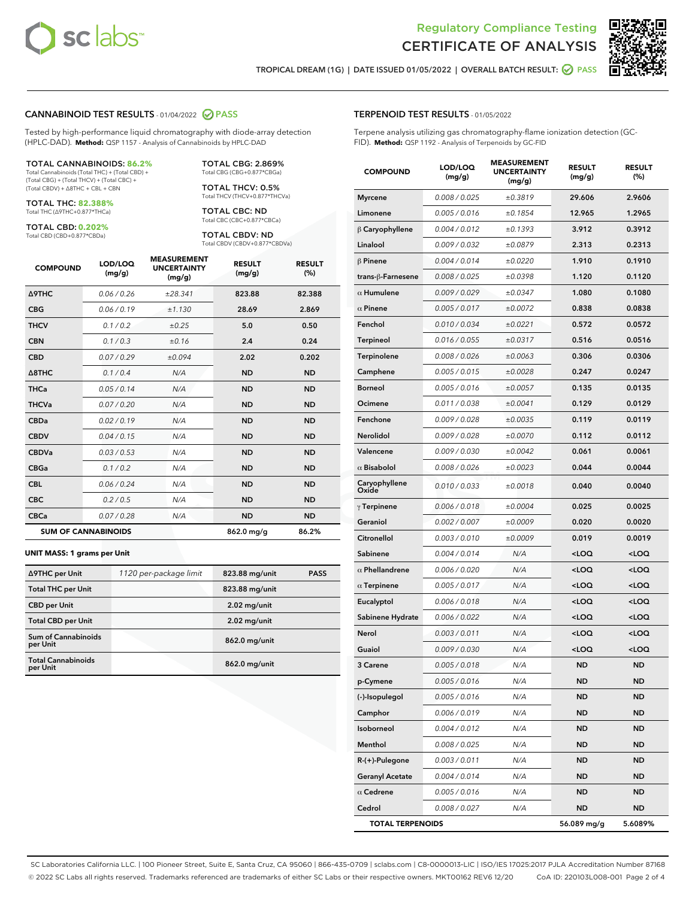# Regulatory Compliance Testing
# CERTIFICATE OF ANALYSIS

TROPICAL DREAM (1G) | DATE ISSUED 01/05/2022 | OVERALL BATCH RESULT: PASS

## CANNABINOID TEST RESULTS - 01/04/2022 PASS

Tested by high-performance liquid chromatography with diode-array detection (HPLC-DAD). **Method:** QSP 1157 - Analysis of Cannabinoids by HPLC-DAD

**TOTAL CANNABINOIDS: 86.2%**
Total Cannabinoids (Total THC) + (Total CBD) + (Total CBG) + (Total THCV) + (Total CBC) + (Total CBDV) + Δ8THC + CBL + CBN

**TOTAL THC: 82.388%**
Total THC (Δ9THC+0.877*THCa)

**TOTAL CBD: 0.202%**
Total CBD (CBD+0.877*CBDa)

**TOTAL CBG: 2.869%**
Total CBG (CBG+0.877*CBGa)

**TOTAL THCV: 0.5%**
Total THCV (THCV+0.877*THCVa)

**TOTAL CBC: ND**
Total CBC (CBC+0.877*CBCa)

**TOTAL CBDV: ND**
Total CBDV (CBDV+0.877*CBDVa)

| COMPOUND | LOD/LOQ (mg/g) | MEASUREMENT UNCERTAINTY (mg/g) | RESULT (mg/g) | RESULT (%) |
|---|---|---|---|---|
| Δ9THC | 0.06 / 0.26 | ±28.341 | 823.88 | 82.388 |
| CBG | 0.06 / 0.19 | ±1.130 | 28.69 | 2.869 |
| THCV | 0.1 / 0.2 | ±0.25 | 5.0 | 0.50 |
| CBN | 0.1 / 0.3 | ±0.16 | 2.4 | 0.24 |
| CBD | 0.07 / 0.29 | ±0.094 | 2.02 | 0.202 |
| Δ8THC | 0.1 / 0.4 | N/A | ND | ND |
| THCa | 0.05 / 0.14 | N/A | ND | ND |
| THCVa | 0.07 / 0.20 | N/A | ND | ND |
| CBDa | 0.02 / 0.19 | N/A | ND | ND |
| CBDV | 0.04 / 0.15 | N/A | ND | ND |
| CBDVa | 0.03 / 0.53 | N/A | ND | ND |
| CBGa | 0.1 / 0.2 | N/A | ND | ND |
| CBL | 0.06 / 0.24 | N/A | ND | ND |
| CBC | 0.2 / 0.5 | N/A | ND | ND |
| CBCa | 0.07 / 0.28 | N/A | ND | ND |
| **SUM OF CANNABINOIDS** | | | 862.0 mg/g | 86.2% |

**UNIT MASS: 1 grams per Unit**

| | | | |
|---|---|---|---|
| Δ9THC per Unit | 1120 per-package limit | 823.88 mg/unit | PASS |
| Total THC per Unit | | 823.88 mg/unit | |
| CBD per Unit | | 2.02 mg/unit | |
| Total CBD per Unit | | 2.02 mg/unit | |
| Sum of Cannabinoids per Unit | | 862.0 mg/unit | |
| Total Cannabinoids per Unit | | 862.0 mg/unit | |

## TERPENOID TEST RESULTS - 01/05/2022

Terpene analysis utilizing gas chromatography-flame ionization detection (GC-FID). **Method:** QSP 1192 - Analysis of Terpenoids by GC-FID

| COMPOUND | LOD/LOQ (mg/g) | MEASUREMENT UNCERTAINTY (mg/g) | RESULT (mg/g) | RESULT (%) |
|---|---|---|---|---|
| Myrcene | 0.008 / 0.025 | ±0.3819 | 29.606 | 2.9606 |
| Limonene | 0.005 / 0.016 | ±0.1854 | 12.965 | 1.2965 |
| β Caryophyllene | 0.004 / 0.012 | ±0.1393 | 3.912 | 0.3912 |
| Linalool | 0.009 / 0.032 | ±0.0879 | 2.313 | 0.2313 |
| β Pinene | 0.004 / 0.014 | ±0.0220 | 1.910 | 0.1910 |
| trans-β-Farnesene | 0.008 / 0.025 | ±0.0398 | 1.120 | 0.1120 |
| α Humulene | 0.009 / 0.029 | ±0.0347 | 1.080 | 0.1080 |
| α Pinene | 0.005 / 0.017 | ±0.0072 | 0.838 | 0.0838 |
| Fenchol | 0.010 / 0.034 | ±0.0221 | 0.572 | 0.0572 |
| Terpineol | 0.016 / 0.055 | ±0.0317 | 0.516 | 0.0516 |
| Terpinolene | 0.008 / 0.026 | ±0.0063 | 0.306 | 0.0306 |
| Camphene | 0.005 / 0.015 | ±0.0028 | 0.247 | 0.0247 |
| Borneol | 0.005 / 0.016 | ±0.0057 | 0.135 | 0.0135 |
| Ocimene | 0.011 / 0.038 | ±0.0041 | 0.129 | 0.0129 |
| Fenchone | 0.009 / 0.028 | ±0.0035 | 0.119 | 0.0119 |
| Nerolidol | 0.009 / 0.028 | ±0.0070 | 0.112 | 0.0112 |
| Valencene | 0.009 / 0.030 | ±0.0042 | 0.061 | 0.0061 |
| α Bisabolol | 0.008 / 0.026 | ±0.0023 | 0.044 | 0.0044 |
| Caryophyllene Oxide | 0.010 / 0.033 | ±0.0018 | 0.040 | 0.0040 |
| γ Terpinene | 0.006 / 0.018 | ±0.0004 | 0.025 | 0.0025 |
| Geraniol | 0.002 / 0.007 | ±0.0009 | 0.020 | 0.0020 |
| Citronellol | 0.003 / 0.010 | ±0.0009 | 0.019 | 0.0019 |
| Sabinene | 0.004 / 0.014 | N/A | <LOQ | <LOQ |
| α Phellandrene | 0.006 / 0.020 | N/A | <LOQ | <LOQ |
| α Terpinene | 0.005 / 0.017 | N/A | <LOQ | <LOQ |
| Eucalyptol | 0.006 / 0.018 | N/A | <LOQ | <LOQ |
| Sabinene Hydrate | 0.006 / 0.022 | N/A | <LOQ | <LOQ |
| Nerol | 0.003 / 0.011 | N/A | <LOQ | <LOQ |
| Guaiol | 0.009 / 0.030 | N/A | <LOQ | <LOQ |
| 3 Carene | 0.005 / 0.018 | N/A | ND | ND |
| p-Cymene | 0.005 / 0.016 | N/A | ND | ND |
| (-)-Isopulegol | 0.005 / 0.016 | N/A | ND | ND |
| Camphor | 0.006 / 0.019 | N/A | ND | ND |
| Isoborneol | 0.004 / 0.012 | N/A | ND | ND |
| Menthol | 0.008 / 0.025 | N/A | ND | ND |
| R-(+)-Pulegone | 0.003 / 0.011 | N/A | ND | ND |
| Geranyl Acetate | 0.004 / 0.014 | N/A | ND | ND |
| α Cedrene | 0.005 / 0.016 | N/A | ND | ND |
| Cedrol | 0.008 / 0.027 | N/A | ND | ND |
| **TOTAL TERPENOIDS** | | | 56.089 mg/g | 5.6089% |

SC Laboratories California LLC. | 100 Pioneer Street, Suite E, Santa Cruz, CA 95060 | 866-435-0709 | sclabs.com | C8-0000013-LIC | ISO/IES 17025:2017 PJLA Accreditation Number 87168
© 2022 SC Labs all rights reserved. Trademarks referenced are trademarks of either SC Labs or their respective owners. MKT00162 REV6 12/20 CoA ID: 220103L008-001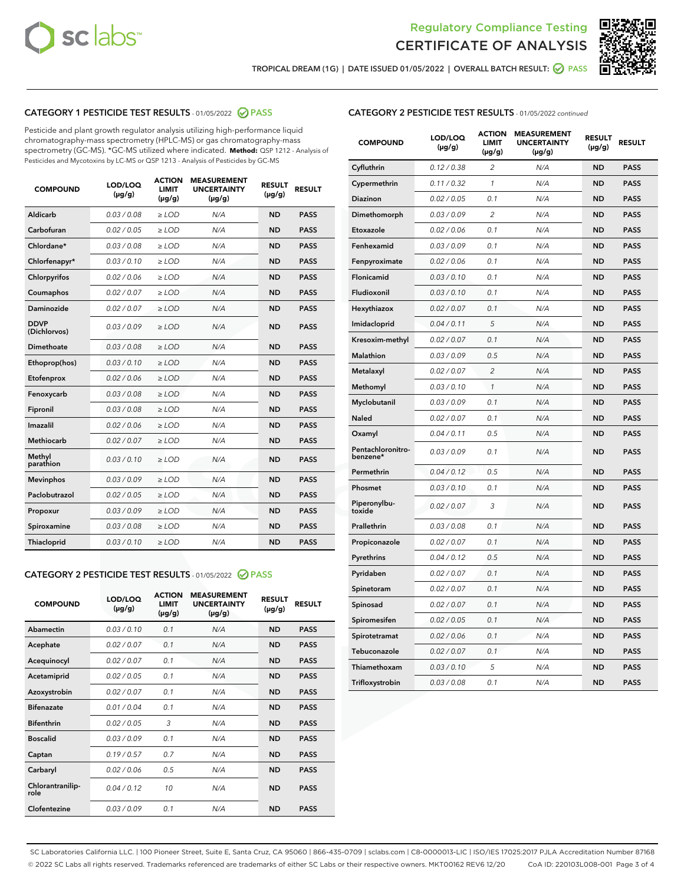Regulatory Compliance Testing

# CERTIFICATE OF ANALYSIS

TROPICAL DREAM (1G) | DATE ISSUED 01/05/2022 | OVERALL BATCH RESULT: PASS

## CATEGORY 1 PESTICIDE TEST RESULTS - 01/05/2022 PASS

Pesticide and plant growth regulator analysis utilizing high-performance liquid chromatography-mass spectrometry (HPLC-MS) or gas chromatography-mass spectrometry (GC-MS). *GC-MS utilized where indicated. **Method:** QSP 1212 - Analysis of Pesticides and Mycotoxins by LC-MS or QSP 1213 - Analysis of Pesticides by GC-MS

| COMPOUND | LOD/LOQ (µg/g) | ACTION LIMIT (µg/g) | MEASUREMENT UNCERTAINTY (µg/g) | RESULT (µg/g) | RESULT |
|---|---|---|---|---|---|
| Aldicarb | 0.03 / 0.08 | ≥ LOD | N/A | ND | PASS |
| Carbofuran | 0.02 / 0.05 | ≥ LOD | N/A | ND | PASS |
| Chlordane* | 0.03 / 0.08 | ≥ LOD | N/A | ND | PASS |
| Chlorfenapyr* | 0.03 / 0.10 | ≥ LOD | N/A | ND | PASS |
| Chlorpyrifos | 0.02 / 0.06 | ≥ LOD | N/A | ND | PASS |
| Coumaphos | 0.02 / 0.07 | ≥ LOD | N/A | ND | PASS |
| Daminozide | 0.02 / 0.07 | ≥ LOD | N/A | ND | PASS |
| DDVP (Dichlorvos) | 0.03 / 0.09 | ≥ LOD | N/A | ND | PASS |
| Dimethoate | 0.03 / 0.08 | ≥ LOD | N/A | ND | PASS |
| Ethoprop(hos) | 0.03 / 0.10 | ≥ LOD | N/A | ND | PASS |
| Etofenprox | 0.02 / 0.06 | ≥ LOD | N/A | ND | PASS |
| Fenoxycarb | 0.03 / 0.08 | ≥ LOD | N/A | ND | PASS |
| Fipronil | 0.03 / 0.08 | ≥ LOD | N/A | ND | PASS |
| Imazalil | 0.02 / 0.06 | ≥ LOD | N/A | ND | PASS |
| Methiocarb | 0.02 / 0.07 | ≥ LOD | N/A | ND | PASS |
| Methyl parathion | 0.03 / 0.10 | ≥ LOD | N/A | ND | PASS |
| Mevinphos | 0.03 / 0.09 | ≥ LOD | N/A | ND | PASS |
| Paclobutrazol | 0.02 / 0.05 | ≥ LOD | N/A | ND | PASS |
| Propoxur | 0.03 / 0.09 | ≥ LOD | N/A | ND | PASS |
| Spiroxamine | 0.03 / 0.08 | ≥ LOD | N/A | ND | PASS |
| Thiacloprid | 0.03 / 0.10 | ≥ LOD | N/A | ND | PASS |

## CATEGORY 2 PESTICIDE TEST RESULTS - 01/05/2022 PASS

| COMPOUND | LOD/LOQ (µg/g) | ACTION LIMIT (µg/g) | MEASUREMENT UNCERTAINTY (µg/g) | RESULT (µg/g) | RESULT |
|---|---|---|---|---|---|
| Abamectin | 0.03 / 0.10 | 0.1 | N/A | ND | PASS |
| Acephate | 0.02 / 0.07 | 0.1 | N/A | ND | PASS |
| Acequinocyl | 0.02 / 0.07 | 0.1 | N/A | ND | PASS |
| Acetamiprid | 0.02 / 0.05 | 0.1 | N/A | ND | PASS |
| Azoxystrobin | 0.02 / 0.07 | 0.1 | N/A | ND | PASS |
| Bifenazate | 0.01 / 0.04 | 0.1 | N/A | ND | PASS |
| Bifenthrin | 0.02 / 0.05 | 3 | N/A | ND | PASS |
| Boscalid | 0.03 / 0.09 | 0.1 | N/A | ND | PASS |
| Captan | 0.19 / 0.57 | 0.7 | N/A | ND | PASS |
| Carbaryl | 0.02 / 0.06 | 0.5 | N/A | ND | PASS |
| Chlorantraniliprole | 0.04 / 0.12 | 10 | N/A | ND | PASS |
| Clofentezine | 0.03 / 0.09 | 0.1 | N/A | ND | PASS |
| Cyfluthrin | 0.12 / 0.38 | 2 | N/A | ND | PASS |
| Cypermethrin | 0.11 / 0.32 | 1 | N/A | ND | PASS |
| Diazinon | 0.02 / 0.05 | 0.1 | N/A | ND | PASS |
| Dimethomorph | 0.03 / 0.09 | 2 | N/A | ND | PASS |
| Etoxazole | 0.02 / 0.06 | 0.1 | N/A | ND | PASS |
| Fenhexamid | 0.03 / 0.09 | 0.1 | N/A | ND | PASS |
| Fenpyroximate | 0.02 / 0.06 | 0.1 | N/A | ND | PASS |
| Flonicamid | 0.03 / 0.10 | 0.1 | N/A | ND | PASS |
| Fludioxonil | 0.03 / 0.10 | 0.1 | N/A | ND | PASS |
| Hexythiazox | 0.02 / 0.07 | 0.1 | N/A | ND | PASS |
| Imidacloprid | 0.04 / 0.11 | 5 | N/A | ND | PASS |
| Kresoxim-methyl | 0.02 / 0.07 | 0.1 | N/A | ND | PASS |
| Malathion | 0.03 / 0.09 | 0.5 | N/A | ND | PASS |
| Metalaxyl | 0.02 / 0.07 | 2 | N/A | ND | PASS |
| Methomyl | 0.03 / 0.10 | 1 | N/A | ND | PASS |
| Myclobutanil | 0.03 / 0.09 | 0.1 | N/A | ND | PASS |
| Naled | 0.02 / 0.07 | 0.1 | N/A | ND | PASS |
| Oxamyl | 0.04 / 0.11 | 0.5 | N/A | ND | PASS |
| Pentachloronitrobenzene* | 0.03 / 0.09 | 0.1 | N/A | ND | PASS |
| Permethrin | 0.04 / 0.12 | 0.5 | N/A | ND | PASS |
| Phosmet | 0.03 / 0.10 | 0.1 | N/A | ND | PASS |
| Piperonylbutoxide | 0.02 / 0.07 | 3 | N/A | ND | PASS |
| Prallethrin | 0.03 / 0.08 | 0.1 | N/A | ND | PASS |
| Propiconazole | 0.02 / 0.07 | 0.1 | N/A | ND | PASS |
| Pyrethrins | 0.04 / 0.12 | 0.5 | N/A | ND | PASS |
| Pyridaben | 0.02 / 0.07 | 0.1 | N/A | ND | PASS |
| Spinetoram | 0.02 / 0.07 | 0.1 | N/A | ND | PASS |
| Spinosad | 0.02 / 0.07 | 0.1 | N/A | ND | PASS |
| Spiromesifen | 0.02 / 0.05 | 0.1 | N/A | ND | PASS |
| Spirotetramat | 0.02 / 0.06 | 0.1 | N/A | ND | PASS |
| Tebuconazole | 0.02 / 0.07 | 0.1 | N/A | ND | PASS |
| Thiamethoxam | 0.03 / 0.10 | 5 | N/A | ND | PASS |
| Trifloxystrobin | 0.03 / 0.08 | 0.1 | N/A | ND | PASS |

SC Laboratories California LLC. | 100 Pioneer Street, Suite E, Santa Cruz, CA 95060 | 866-435-0709 | sclabs.com | C8-0000013-LIC | ISO/IES 17025:2017 PJLA Accreditation Number 87168
© 2022 SC Labs all rights reserved. Trademarks referenced are trademarks of either SC Labs or their respective owners. MKT00162 REV6 12/20 CoA ID: 220103L008-001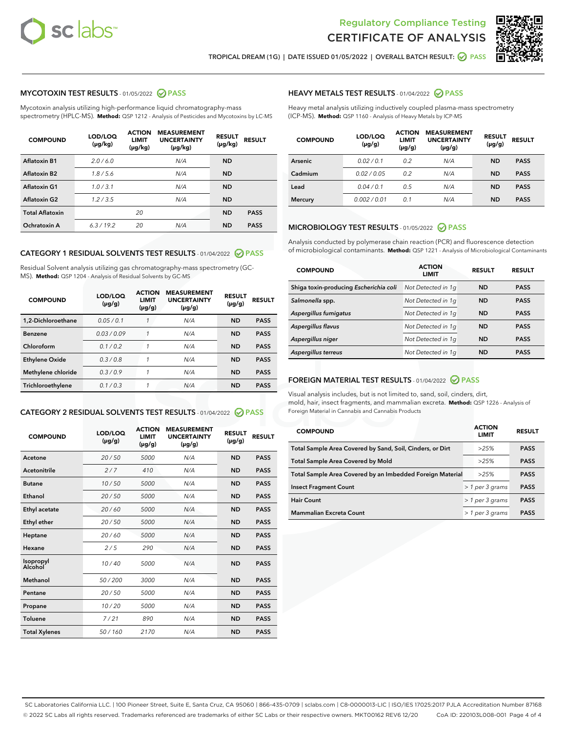Regulatory Compliance Testing
CERTIFICATE OF ANALYSIS

TROPICAL DREAM (1G) | DATE ISSUED 01/05/2022 | OVERALL BATCH RESULT: PASS

## MYCOTOXIN TEST RESULTS - 01/05/2022 PASS

Mycotoxin analysis utilizing high-performance liquid chromatography-mass spectrometry (HPLC-MS). **Method:** QSP 1212 - Analysis of Pesticides and Mycotoxins by LC-MS

| COMPOUND | LOD/LOQ (µg/kg) | ACTION LIMIT (µg/kg) | MEASUREMENT UNCERTAINTY (µg/kg) | RESULT (µg/kg) | RESULT |
|---|---|---|---|---|---|
| Aflatoxin B1 | 2.0 / 6.0 | | N/A | ND | |
| Aflatoxin B2 | 1.8 / 5.6 | | N/A | ND | |
| Aflatoxin G1 | 1.0 / 3.1 | | N/A | ND | |
| Aflatoxin G2 | 1.2 / 3.5 | | N/A | ND | |
| Total Aflatoxin | | 20 | | ND | PASS |
| Ochratoxin A | 6.3 / 19.2 | 20 | N/A | ND | PASS |

## CATEGORY 1 RESIDUAL SOLVENTS TEST RESULTS - 01/04/2022 PASS

Residual Solvent analysis utilizing gas chromatography-mass spectrometry (GC-MS). **Method:** QSP 1204 - Analysis of Residual Solvents by GC-MS

| COMPOUND | LOD/LOQ (µg/g) | ACTION LIMIT (µg/g) | MEASUREMENT UNCERTAINTY (µg/g) | RESULT (µg/g) | RESULT |
|---|---|---|---|---|---|
| 1,2-Dichloroethane | 0.05 / 0.1 | 1 | N/A | ND | PASS |
| Benzene | 0.03 / 0.09 | 1 | N/A | ND | PASS |
| Chloroform | 0.1 / 0.2 | 1 | N/A | ND | PASS |
| Ethylene Oxide | 0.3 / 0.8 | 1 | N/A | ND | PASS |
| Methylene chloride | 0.3 / 0.9 | 1 | N/A | ND | PASS |
| Trichloroethylene | 0.1 / 0.3 | 1 | N/A | ND | PASS |

## CATEGORY 2 RESIDUAL SOLVENTS TEST RESULTS - 01/04/2022 PASS

| COMPOUND | LOD/LOQ (µg/g) | ACTION LIMIT (µg/g) | MEASUREMENT UNCERTAINTY (µg/g) | RESULT (µg/g) | RESULT |
|---|---|---|---|---|---|
| Acetone | 20 / 50 | 5000 | N/A | ND | PASS |
| Acetonitrile | 2 / 7 | 410 | N/A | ND | PASS |
| Butane | 10 / 50 | 5000 | N/A | ND | PASS |
| Ethanol | 20 / 50 | 5000 | N/A | ND | PASS |
| Ethyl acetate | 20 / 60 | 5000 | N/A | ND | PASS |
| Ethyl ether | 20 / 50 | 5000 | N/A | ND | PASS |
| Heptane | 20 / 60 | 5000 | N/A | ND | PASS |
| Hexane | 2 / 5 | 290 | N/A | ND | PASS |
| Isopropyl Alcohol | 10 / 40 | 5000 | N/A | ND | PASS |
| Methanol | 50 / 200 | 3000 | N/A | ND | PASS |
| Pentane | 20 / 50 | 5000 | N/A | ND | PASS |
| Propane | 10 / 20 | 5000 | N/A | ND | PASS |
| Toluene | 7 / 21 | 890 | N/A | ND | PASS |
| Total Xylenes | 50 / 160 | 2170 | N/A | ND | PASS |

## HEAVY METALS TEST RESULTS - 01/04/2022 PASS

Heavy metal analysis utilizing inductively coupled plasma-mass spectrometry (ICP-MS). **Method:** QSP 1160 - Analysis of Heavy Metals by ICP-MS

| COMPOUND | LOD/LOQ (µg/g) | ACTION LIMIT (µg/g) | MEASUREMENT UNCERTAINTY (µg/g) | RESULT (µg/g) | RESULT |
|---|---|---|---|---|---|
| Arsenic | 0.02 / 0.1 | 0.2 | N/A | ND | PASS |
| Cadmium | 0.02 / 0.05 | 0.2 | N/A | ND | PASS |
| Lead | 0.04 / 0.1 | 0.5 | N/A | ND | PASS |
| Mercury | 0.002 / 0.01 | 0.1 | N/A | ND | PASS |

## MICROBIOLOGY TEST RESULTS - 01/05/2022 PASS

Analysis conducted by polymerase chain reaction (PCR) and fluorescence detection of microbiological contaminants. **Method:** QSP 1221 - Analysis of Microbiological Contaminants

| COMPOUND | ACTION LIMIT | RESULT | RESULT |
|---|---|---|---|
| Shiga toxin-producing *Escherichia coli* | Not Detected in 1g | ND | PASS |
| *Salmonella* spp. | Not Detected in 1g | ND | PASS |
| *Aspergillus fumigatus* | Not Detected in 1g | ND | PASS |
| *Aspergillus flavus* | Not Detected in 1g | ND | PASS |
| *Aspergillus niger* | Not Detected in 1g | ND | PASS |
| *Aspergillus terreus* | Not Detected in 1g | ND | PASS |

## FOREIGN MATERIAL TEST RESULTS - 01/04/2022 PASS

Visual analysis includes, but is not limited to, sand, soil, cinders, dirt, mold, hair, insect fragments, and mammalian excreta. **Method:** QSP 1226 - Analysis of Foreign Material in Cannabis and Cannabis Products

| COMPOUND | ACTION LIMIT | RESULT |
|---|---|---|
| Total Sample Area Covered by Sand, Soil, Cinders, or Dirt | >25% | PASS |
| Total Sample Area Covered by Mold | >25% | PASS |
| Total Sample Area Covered by an Imbedded Foreign Material | >25% | PASS |
| Insect Fragment Count | > 1 per 3 grams | PASS |
| Hair Count | > 1 per 3 grams | PASS |
| Mammalian Excreta Count | > 1 per 3 grams | PASS |

SC Laboratories California LLC. | 100 Pioneer Street, Suite E, Santa Cruz, CA 95060 | 866-435-0709 | sclabs.com | C8-0000013-LIC | ISO/IES 17025:2017 PJLA Accreditation Number 87168
© 2022 SC Labs all rights reserved. Trademarks referenced are trademarks of either SC Labs or their respective owners. MKT00162 REV6 12/20 CoA ID: 220103L008-001